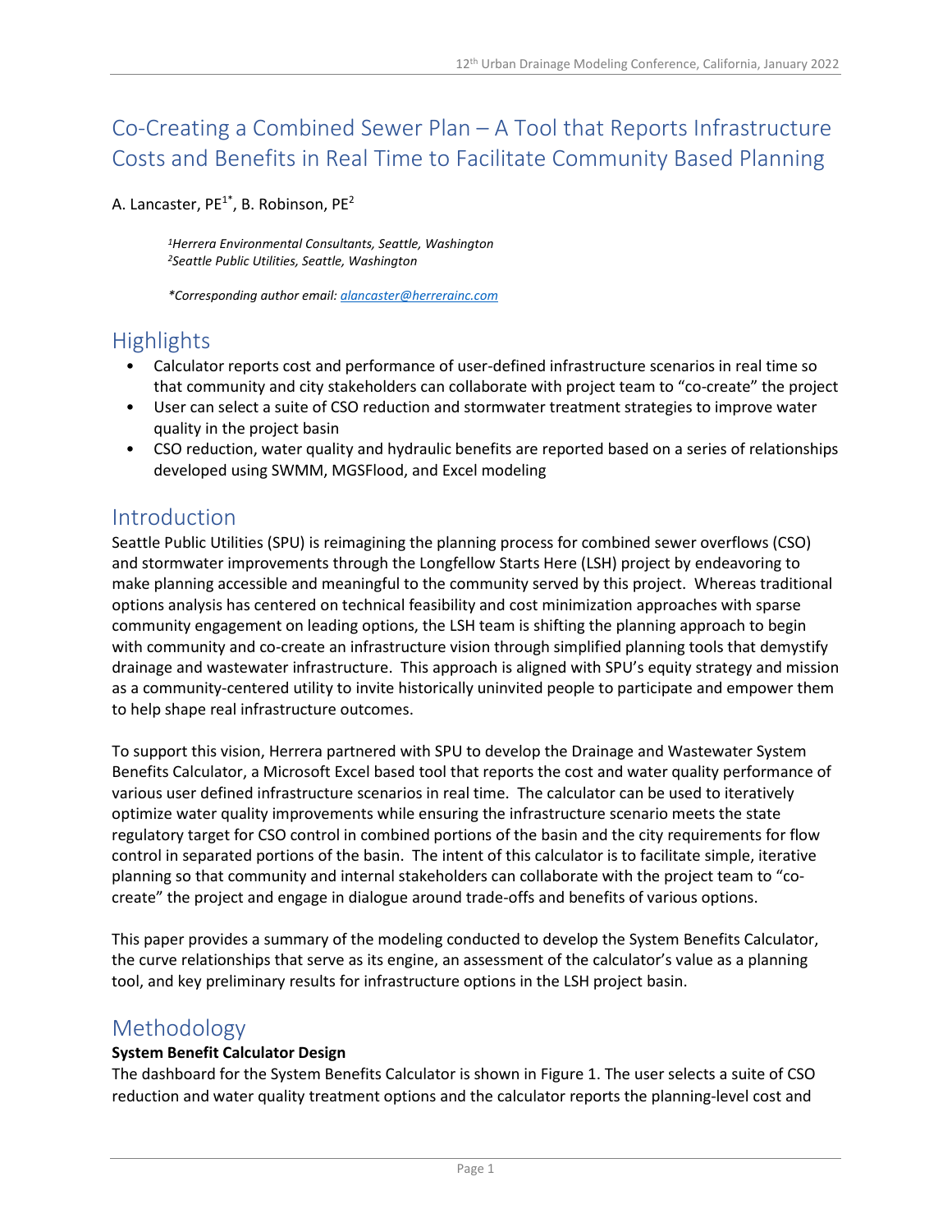# Co-Creating a Combined Sewer Plan – A Tool that Reports Infrastructure Costs and Benefits in Real Time to Facilitate Community Based Planning

A. Lancaster, PE[1*], B. Robinson, PE[2]

*[1]Herrera Environmental Consultants, Seattle, Washington*
*[2]Seattle Public Utilities, Seattle, Washington*

*\*Corresponding author email: alancaster@herrerainc.com*

## Highlights

- Calculator reports cost and performance of user-defined infrastructure scenarios in real time so that community and city stakeholders can collaborate with project team to "co-create" the project
- User can select a suite of CSO reduction and stormwater treatment strategies to improve water quality in the project basin
- CSO reduction, water quality and hydraulic benefits are reported based on a series of relationships developed using SWMM, MGSFlood, and Excel modeling

## Introduction

Seattle Public Utilities (SPU) is reimagining the planning process for combined sewer overflows (CSO) and stormwater improvements through the Longfellow Starts Here (LSH) project by endeavoring to make planning accessible and meaningful to the community served by this project. Whereas traditional options analysis has centered on technical feasibility and cost minimization approaches with sparse community engagement on leading options, the LSH team is shifting the planning approach to begin with community and co-create an infrastructure vision through simplified planning tools that demystify drainage and wastewater infrastructure. This approach is aligned with SPU's equity strategy and mission as a community-centered utility to invite historically uninvited people to participate and empower them to help shape real infrastructure outcomes.

To support this vision, Herrera partnered with SPU to develop the Drainage and Wastewater System Benefits Calculator, a Microsoft Excel based tool that reports the cost and water quality performance of various user defined infrastructure scenarios in real time. The calculator can be used to iteratively optimize water quality improvements while ensuring the infrastructure scenario meets the state regulatory target for CSO control in combined portions of the basin and the city requirements for flow control in separated portions of the basin. The intent of this calculator is to facilitate simple, iterative planning so that community and internal stakeholders can collaborate with the project team to "co-create" the project and engage in dialogue around trade-offs and benefits of various options.

This paper provides a summary of the modeling conducted to develop the System Benefits Calculator, the curve relationships that serve as its engine, an assessment of the calculator's value as a planning tool, and key preliminary results for infrastructure options in the LSH project basin.

## Methodology

**System Benefit Calculator Design**

The dashboard for the System Benefits Calculator is shown in Figure 1. The user selects a suite of CSO reduction and water quality treatment options and the calculator reports the planning-level cost and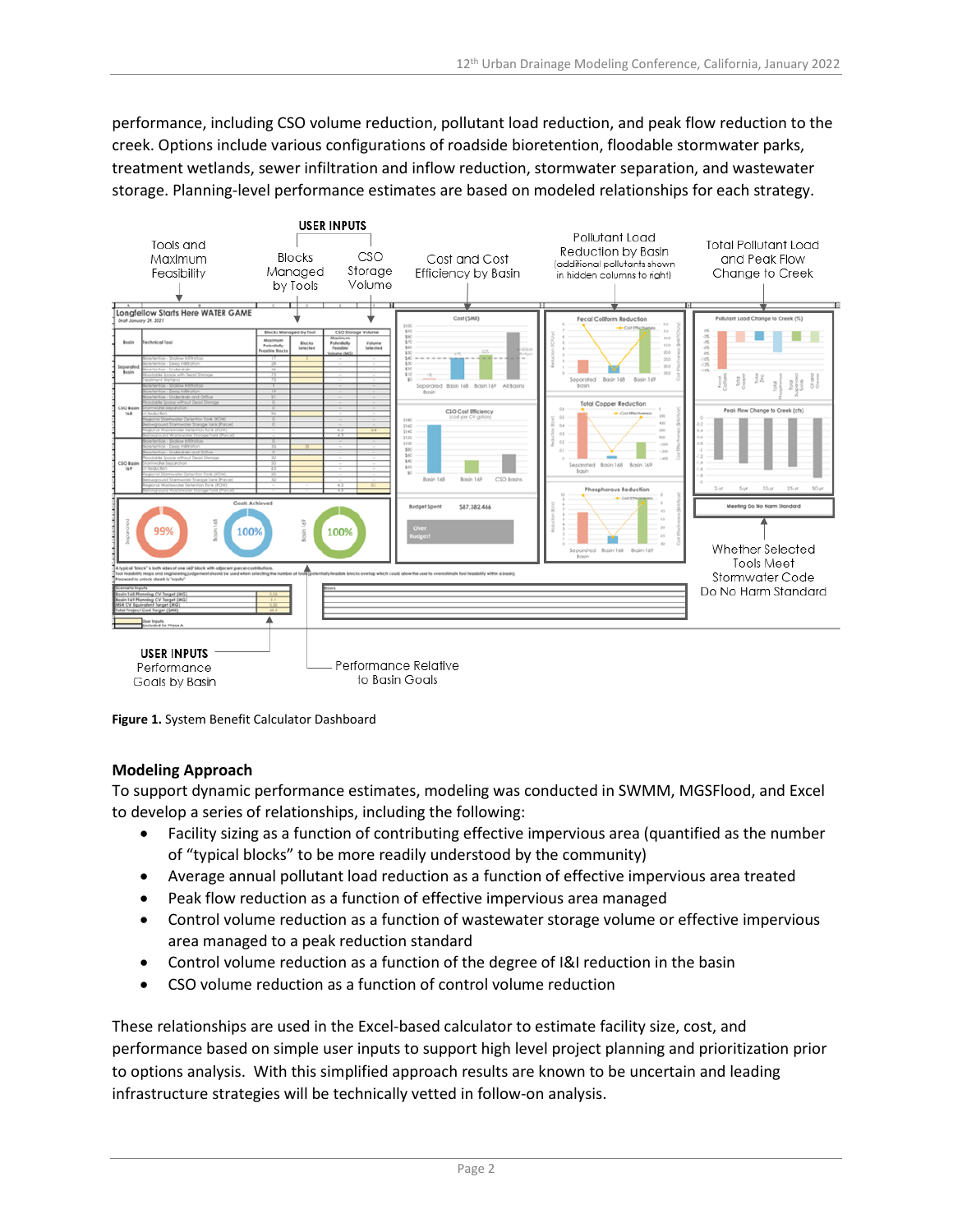performance, including CSO volume reduction, pollutant load reduction, and peak flow reduction to the creek. Options include various configurations of roadside bioretention, floodable stormwater parks, treatment wetlands, sewer infiltration and inflow reduction, stormwater separation, and wastewater storage. Planning-level performance estimates are based on modeled relationships for each strategy.

**Figure 1.** System Benefit Calculator Dashboard

## Modeling Approach

To support dynamic performance estimates, modeling was conducted in SWMM, MGSFlood, and Excel to develop a series of relationships, including the following:

- Facility sizing as a function of contributing effective impervious area (quantified as the number of "typical blocks" to be more readily understood by the community)
- Average annual pollutant load reduction as a function of effective impervious area treated
- Peak flow reduction as a function of effective impervious area managed
- Control volume reduction as a function of wastewater storage volume or effective impervious area managed to a peak reduction standard
- Control volume reduction as a function of the degree of I&I reduction in the basin
- CSO volume reduction as a function of control volume reduction

These relationships are used in the Excel-based calculator to estimate facility size, cost, and performance based on simple user inputs to support high level project planning and prioritization prior to options analysis. With this simplified approach results are known to be uncertain and leading infrastructure strategies will be technically vetted in follow-on analysis.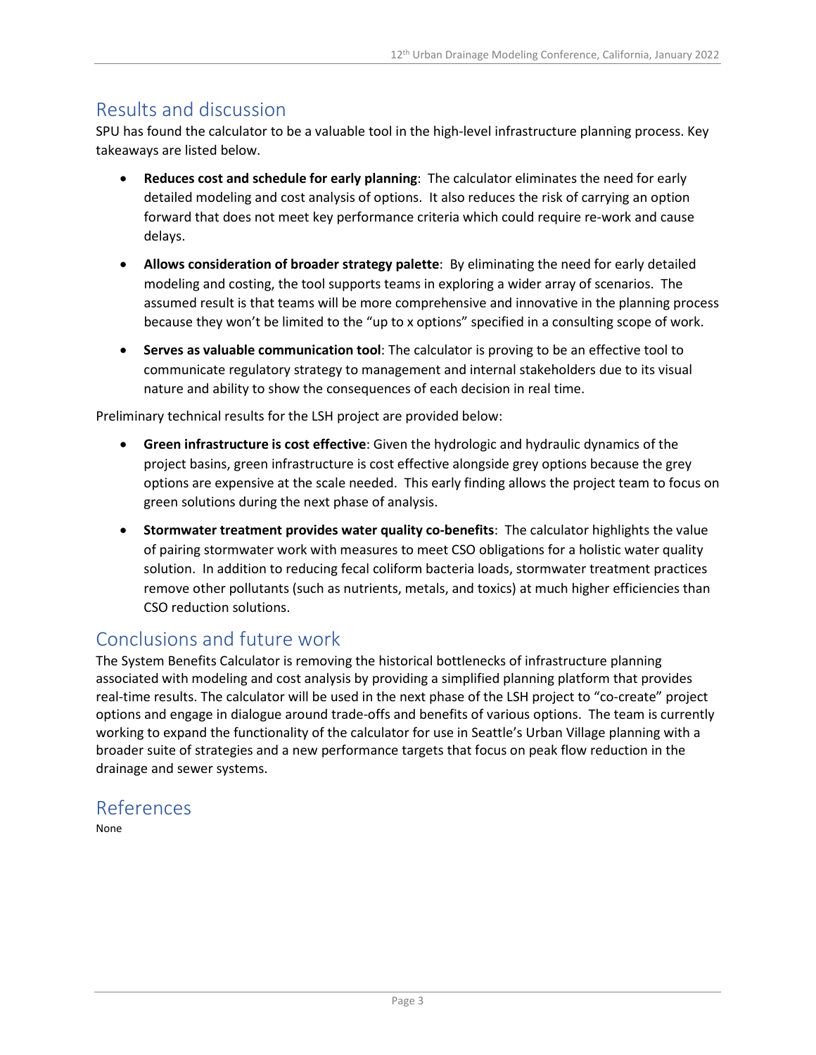## Results and discussion

SPU has found the calculator to be a valuable tool in the high-level infrastructure planning process. Key takeaways are listed below.

- **Reduces cost and schedule for early planning**: The calculator eliminates the need for early detailed modeling and cost analysis of options. It also reduces the risk of carrying an option forward that does not meet key performance criteria which could require re-work and cause delays.
- **Allows consideration of broader strategy palette**: By eliminating the need for early detailed modeling and costing, the tool supports teams in exploring a wider array of scenarios. The assumed result is that teams will be more comprehensive and innovative in the planning process because they won't be limited to the "up to x options" specified in a consulting scope of work.
- **Serves as valuable communication tool**: The calculator is proving to be an effective tool to communicate regulatory strategy to management and internal stakeholders due to its visual nature and ability to show the consequences of each decision in real time.

Preliminary technical results for the LSH project are provided below:

- **Green infrastructure is cost effective**: Given the hydrologic and hydraulic dynamics of the project basins, green infrastructure is cost effective alongside grey options because the grey options are expensive at the scale needed. This early finding allows the project team to focus on green solutions during the next phase of analysis.
- **Stormwater treatment provides water quality co-benefits**: The calculator highlights the value of pairing stormwater work with measures to meet CSO obligations for a holistic water quality solution. In addition to reducing fecal coliform bacteria loads, stormwater treatment practices remove other pollutants (such as nutrients, metals, and toxics) at much higher efficiencies than CSO reduction solutions.

## Conclusions and future work

The System Benefits Calculator is removing the historical bottlenecks of infrastructure planning associated with modeling and cost analysis by providing a simplified planning platform that provides real-time results. The calculator will be used in the next phase of the LSH project to "co-create" project options and engage in dialogue around trade-offs and benefits of various options. The team is currently working to expand the functionality of the calculator for use in Seattle's Urban Village planning with a broader suite of strategies and a new performance targets that focus on peak flow reduction in the drainage and sewer systems.

## References

None